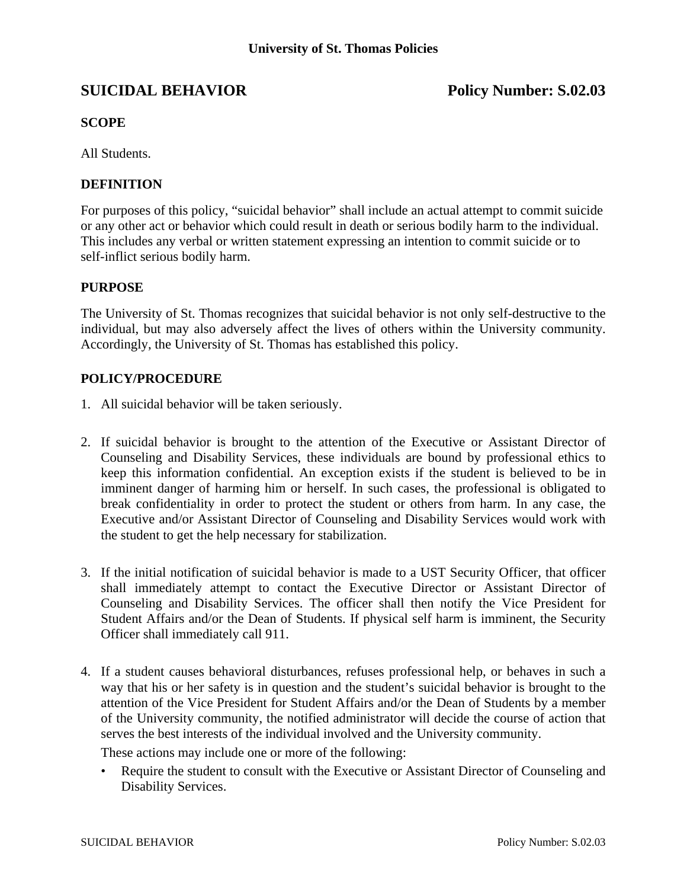University of St. Thomas Policies

# SUICIDAL BEHAVIOR — Policy Number: S.02.03

### SCOPE

All Students.

### DEFINITION

For purposes of this policy, "suicidal behavior" shall include an actual attempt to commit suicide or any other act or behavior which could result in death or serious bodily harm to the individual. This includes any verbal or written statement expressing an intention to commit suicide or to self-inflict serious bodily harm.

### PURPOSE

The University of St. Thomas recognizes that suicidal behavior is not only self-destructive to the individual, but may also adversely affect the lives of others within the University community. Accordingly, the University of St. Thomas has established this policy.

### POLICY/PROCEDURE

1. All suicidal behavior will be taken seriously.

2. If suicidal behavior is brought to the attention of the Executive or Assistant Director of Counseling and Disability Services, these individuals are bound by professional ethics to keep this information confidential. An exception exists if the student is believed to be in imminent danger of harming him or herself. In such cases, the professional is obligated to break confidentiality in order to protect the student or others from harm. In any case, the Executive and/or Assistant Director of Counseling and Disability Services would work with the student to get the help necessary for stabilization.

3. If the initial notification of suicidal behavior is made to a UST Security Officer, that officer shall immediately attempt to contact the Executive Director or Assistant Director of Counseling and Disability Services. The officer shall then notify the Vice President for Student Affairs and/or the Dean of Students. If physical self harm is imminent, the Security Officer shall immediately call 911.

4. If a student causes behavioral disturbances, refuses professional help, or behaves in such a way that his or her safety is in question and the student's suicidal behavior is brought to the attention of the Vice President for Student Affairs and/or the Dean of Students by a member of the University community, the notified administrator will decide the course of action that serves the best interests of the individual involved and the University community.

   These actions may include one or more of the following:

   - Require the student to consult with the Executive or Assistant Director of Counseling and Disability Services.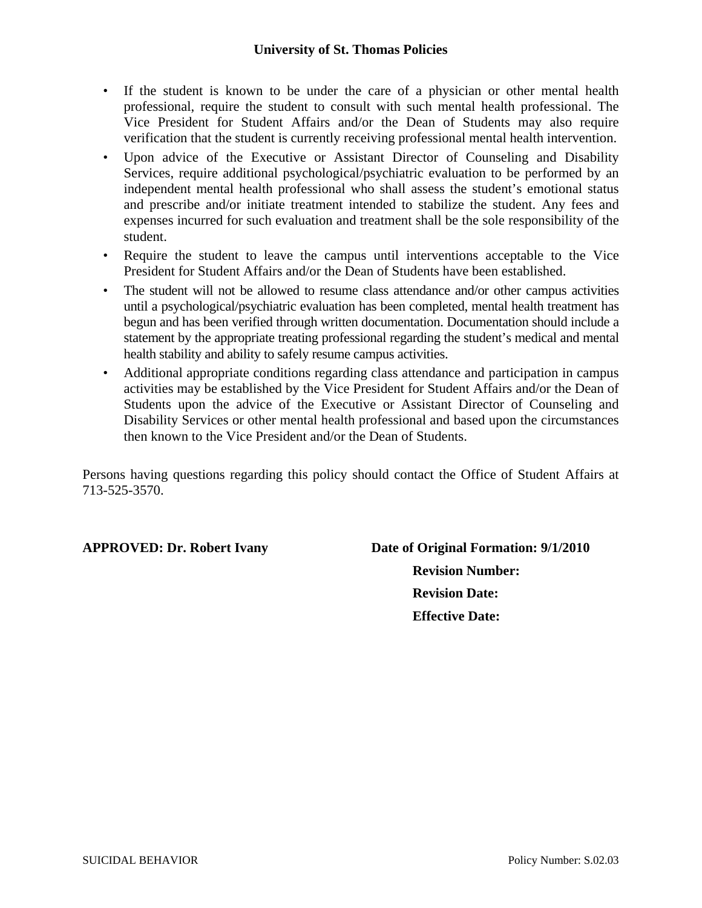- If the student is known to be under the care of a physician or other mental health professional, require the student to consult with such mental health professional. The Vice President for Student Affairs and/or the Dean of Students may also require verification that the student is currently receiving professional mental health intervention.
- Upon advice of the Executive or Assistant Director of Counseling and Disability Services, require additional psychological/psychiatric evaluation to be performed by an independent mental health professional who shall assess the student's emotional status and prescribe and/or initiate treatment intended to stabilize the student. Any fees and expenses incurred for such evaluation and treatment shall be the sole responsibility of the student.
- Require the student to leave the campus until interventions acceptable to the Vice President for Student Affairs and/or the Dean of Students have been established.
- The student will not be allowed to resume class attendance and/or other campus activities until a psychological/psychiatric evaluation has been completed, mental health treatment has begun and has been verified through written documentation. Documentation should include a statement by the appropriate treating professional regarding the student's medical and mental health stability and ability to safely resume campus activities.
- Additional appropriate conditions regarding class attendance and participation in campus activities may be established by the Vice President for Student Affairs and/or the Dean of Students upon the advice of the Executive or Assistant Director of Counseling and Disability Services or other mental health professional and based upon the circumstances then known to the Vice President and/or the Dean of Students.

Persons having questions regarding this policy should contact the Office of Student Affairs at 713-525-3570.

**APPROVED: Dr. Robert Ivany**

**Date of Original Formation: 9/1/2010**

**Revision Number:**

**Revision Date:**

**Effective Date:**